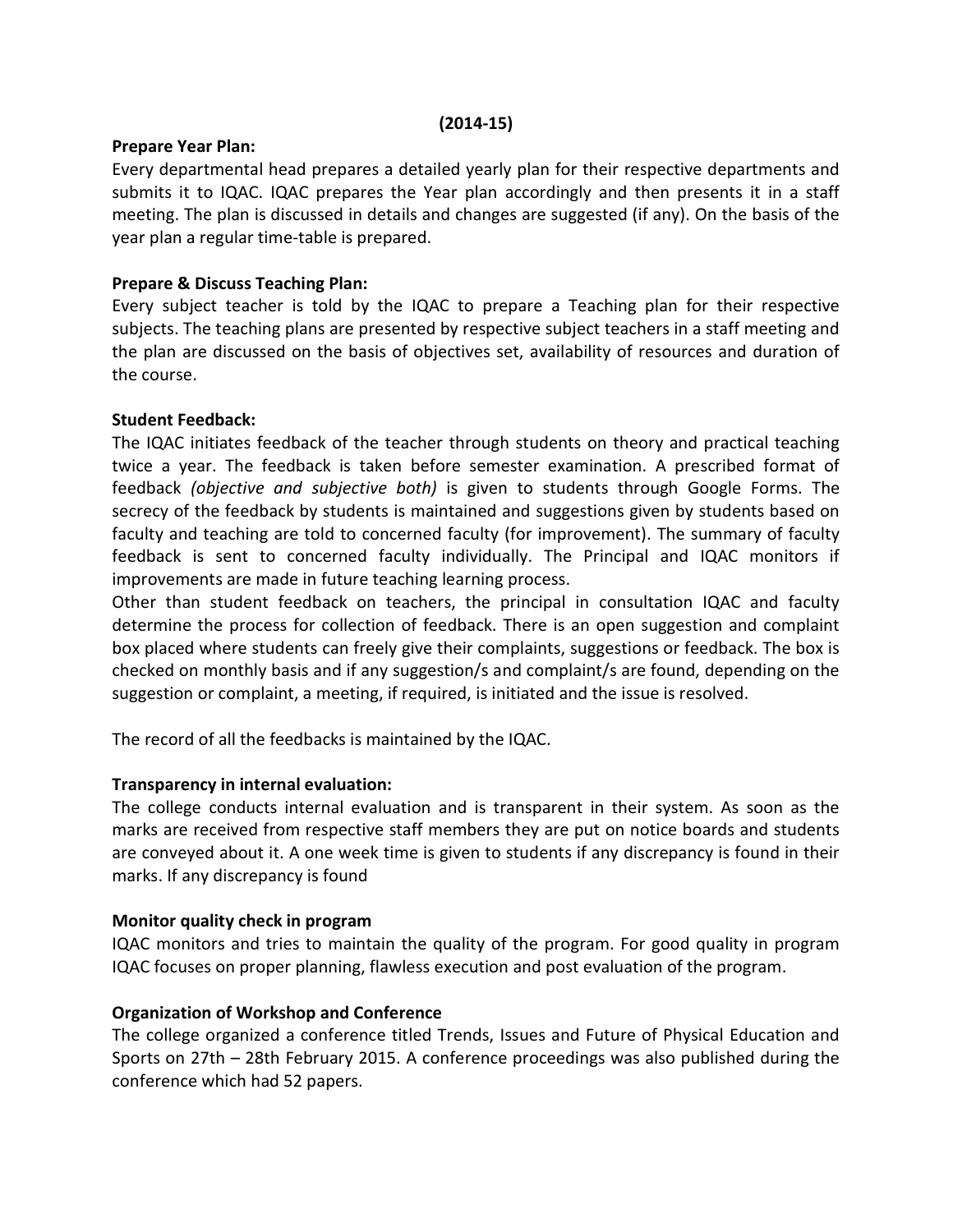**(2014-15)**

**Prepare Year Plan:**

Every departmental head prepares a detailed yearly plan for their respective departments and submits it to IQAC. IQAC prepares the Year plan accordingly and then presents it in a staff meeting. The plan is discussed in details and changes are suggested (if any). On the basis of the year plan a regular time-table is prepared.

**Prepare & Discuss Teaching Plan:**

Every subject teacher is told by the IQAC to prepare a Teaching plan for their respective subjects. The teaching plans are presented by respective subject teachers in a staff meeting and the plan are discussed on the basis of objectives set, availability of resources and duration of the course.

**Student Feedback:**

The IQAC initiates feedback of the teacher through students on theory and practical teaching twice a year. The feedback is taken before semester examination. A prescribed format of feedback *(objective and subjective both)* is given to students through Google Forms. The secrecy of the feedback by students is maintained and suggestions given by students based on faculty and teaching are told to concerned faculty (for improvement). The summary of faculty feedback is sent to concerned faculty individually. The Principal and IQAC monitors if improvements are made in future teaching learning process.

Other than student feedback on teachers, the principal in consultation IQAC and faculty determine the process for collection of feedback. There is an open suggestion and complaint box placed where students can freely give their complaints, suggestions or feedback. The box is checked on monthly basis and if any suggestion/s and complaint/s are found, depending on the suggestion or complaint, a meeting, if required, is initiated and the issue is resolved.

The record of all the feedbacks is maintained by the IQAC.

**Transparency in internal evaluation:**

The college conducts internal evaluation and is transparent in their system. As soon as the marks are received from respective staff members they are put on notice boards and students are conveyed about it. A one week time is given to students if any discrepancy is found in their marks. If any discrepancy is found

**Monitor quality check in program**

IQAC monitors and tries to maintain the quality of the program. For good quality in program IQAC focuses on proper planning, flawless execution and post evaluation of the program.

**Organization of Workshop and Conference**

The college organized a conference titled Trends, Issues and Future of Physical Education and Sports on 27th – 28th February 2015. A conference proceedings was also published during the conference which had 52 papers.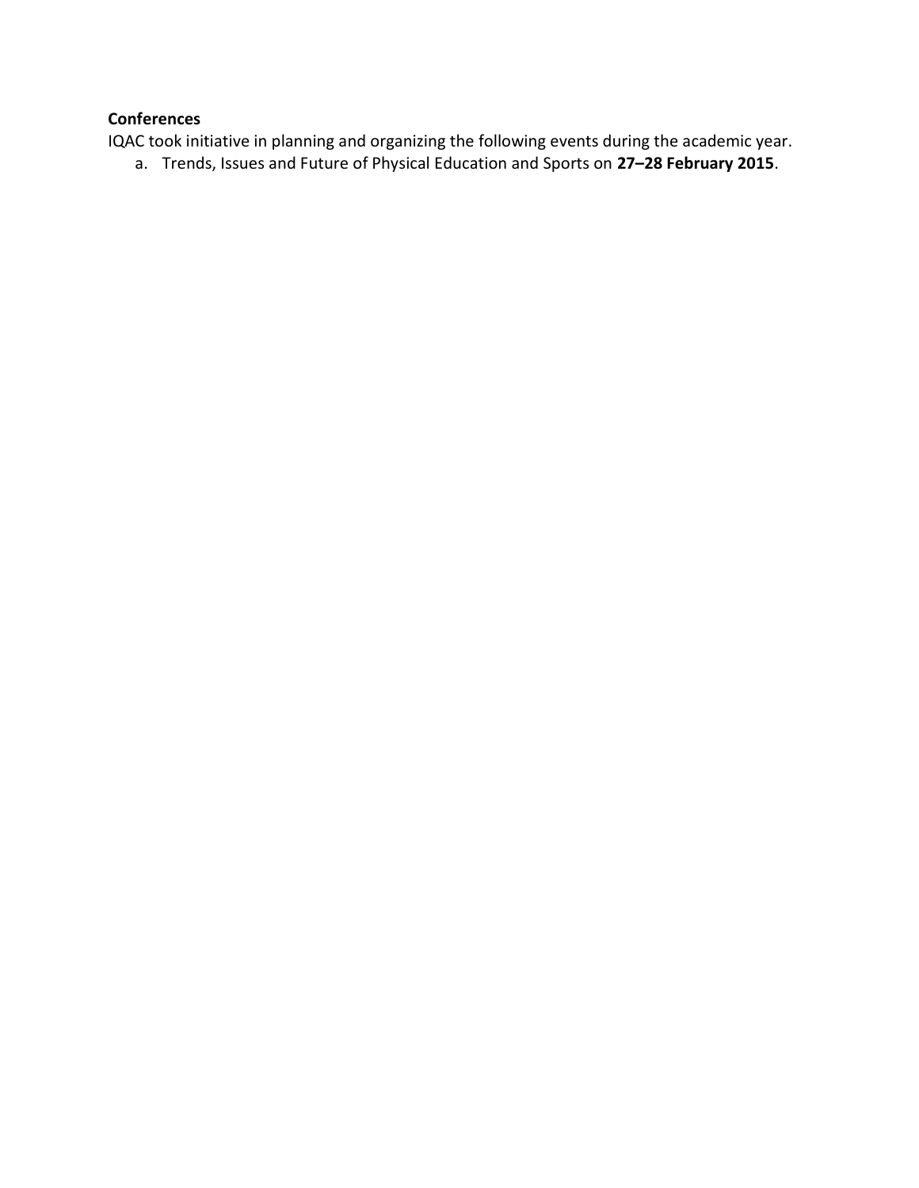**Conferences**

IQAC took initiative in planning and organizing the following events during the academic year.

a. Trends, Issues and Future of Physical Education and Sports on **27–28 February 2015**.